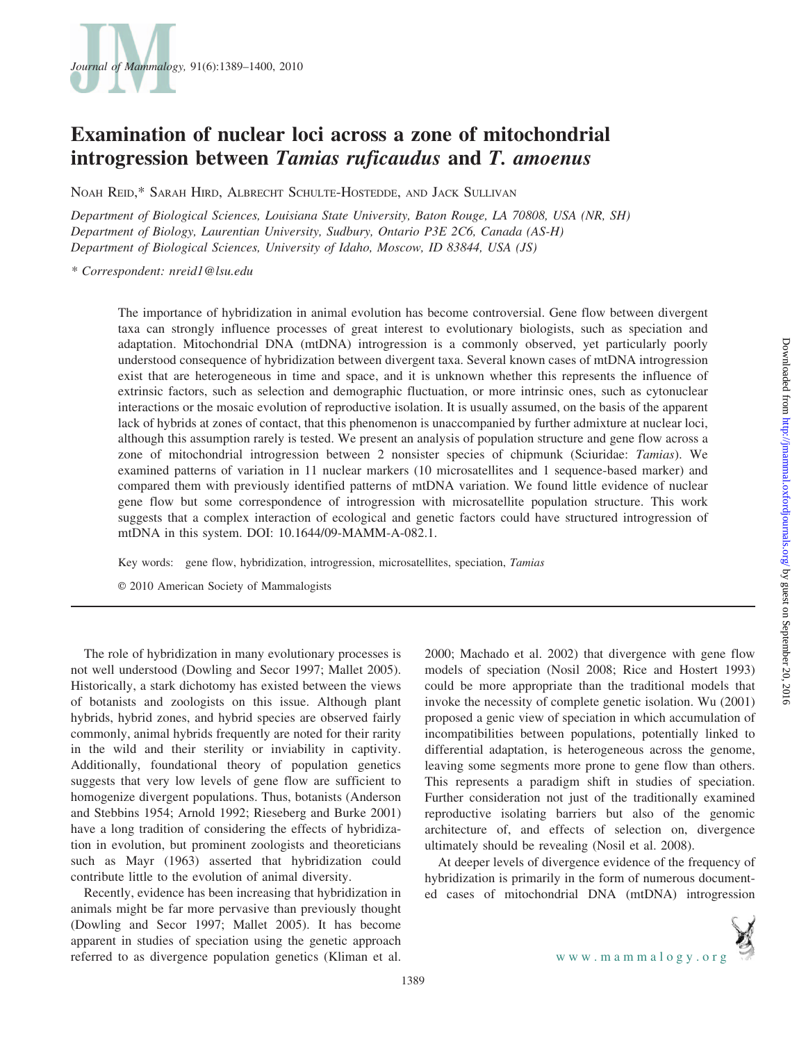# Examination of nuclear loci across a zone of mitochondrial introgression between *Tamias ruficaudus* and *T. amoenus*

Noah Reid,* Sarah Hird, Albrecht Schulte-Hostedde, and Jack Sullivan

*Department of Biological Sciences, Louisiana State University, Baton Rouge, LA 70808, USA (NR, SH)*
*Department of Biology, Laurentian University, Sudbury, Ontario P3E 2C6, Canada (AS-H)*
*Department of Biological Sciences, University of Idaho, Moscow, ID 83844, USA (JS)*

*\* Correspondent: nreid1@lsu.edu*

The importance of hybridization in animal evolution has become controversial. Gene flow between divergent taxa can strongly influence processes of great interest to evolutionary biologists, such as speciation and adaptation. Mitochondrial DNA (mtDNA) introgression is a commonly observed, yet particularly poorly understood consequence of hybridization between divergent taxa. Several known cases of mtDNA introgression exist that are heterogeneous in time and space, and it is unknown whether this represents the influence of extrinsic factors, such as selection and demographic fluctuation, or more intrinsic ones, such as cytonuclear interactions or the mosaic evolution of reproductive isolation. It is usually assumed, on the basis of the apparent lack of hybrids at zones of contact, that this phenomenon is unaccompanied by further admixture at nuclear loci, although this assumption rarely is tested. We present an analysis of population structure and gene flow across a zone of mitochondrial introgression between 2 nonsister species of chipmunk (Sciuridae: *Tamias*). We examined patterns of variation in 11 nuclear markers (10 microsatellites and 1 sequence-based marker) and compared them with previously identified patterns of mtDNA variation. We found little evidence of nuclear gene flow but some correspondence of introgression with microsatellite population structure. This work suggests that a complex interaction of ecological and genetic factors could have structured introgression of mtDNA in this system. DOI: 10.1644/09-MAMM-A-082.1.

Key words: gene flow, hybridization, introgression, microsatellites, speciation, *Tamias*

© 2010 American Society of Mammalogists

The role of hybridization in many evolutionary processes is not well understood (Dowling and Secor 1997; Mallet 2005). Historically, a stark dichotomy has existed between the views of botanists and zoologists on this issue. Although plant hybrids, hybrid zones, and hybrid species are observed fairly commonly, animal hybrids frequently are noted for their rarity in the wild and their sterility or inviability in captivity. Additionally, foundational theory of population genetics suggests that very low levels of gene flow are sufficient to homogenize divergent populations. Thus, botanists (Anderson and Stebbins 1954; Arnold 1992; Rieseberg and Burke 2001) have a long tradition of considering the effects of hybridization in evolution, but prominent zoologists and theoreticians such as Mayr (1963) asserted that hybridization could contribute little to the evolution of animal diversity.

Recently, evidence has been increasing that hybridization in animals might be far more pervasive than previously thought (Dowling and Secor 1997; Mallet 2005). It has become apparent in studies of speciation using the genetic approach referred to as divergence population genetics (Kliman et al. 2000; Machado et al. 2002) that divergence with gene flow models of speciation (Nosil 2008; Rice and Hostert 1993) could be more appropriate than the traditional models that invoke the necessity of complete genetic isolation. Wu (2001) proposed a genic view of speciation in which accumulation of incompatibilities between populations, potentially linked to differential adaptation, is heterogeneous across the genome, leaving some segments more prone to gene flow than others. This represents a paradigm shift in studies of speciation. Further consideration not just of the traditionally examined reproductive isolating barriers but also of the genomic architecture of, and effects of selection on, divergence ultimately should be revealing (Nosil et al. 2008).

At deeper levels of divergence evidence of the frequency of hybridization is primarily in the form of numerous documented cases of mitochondrial DNA (mtDNA) introgression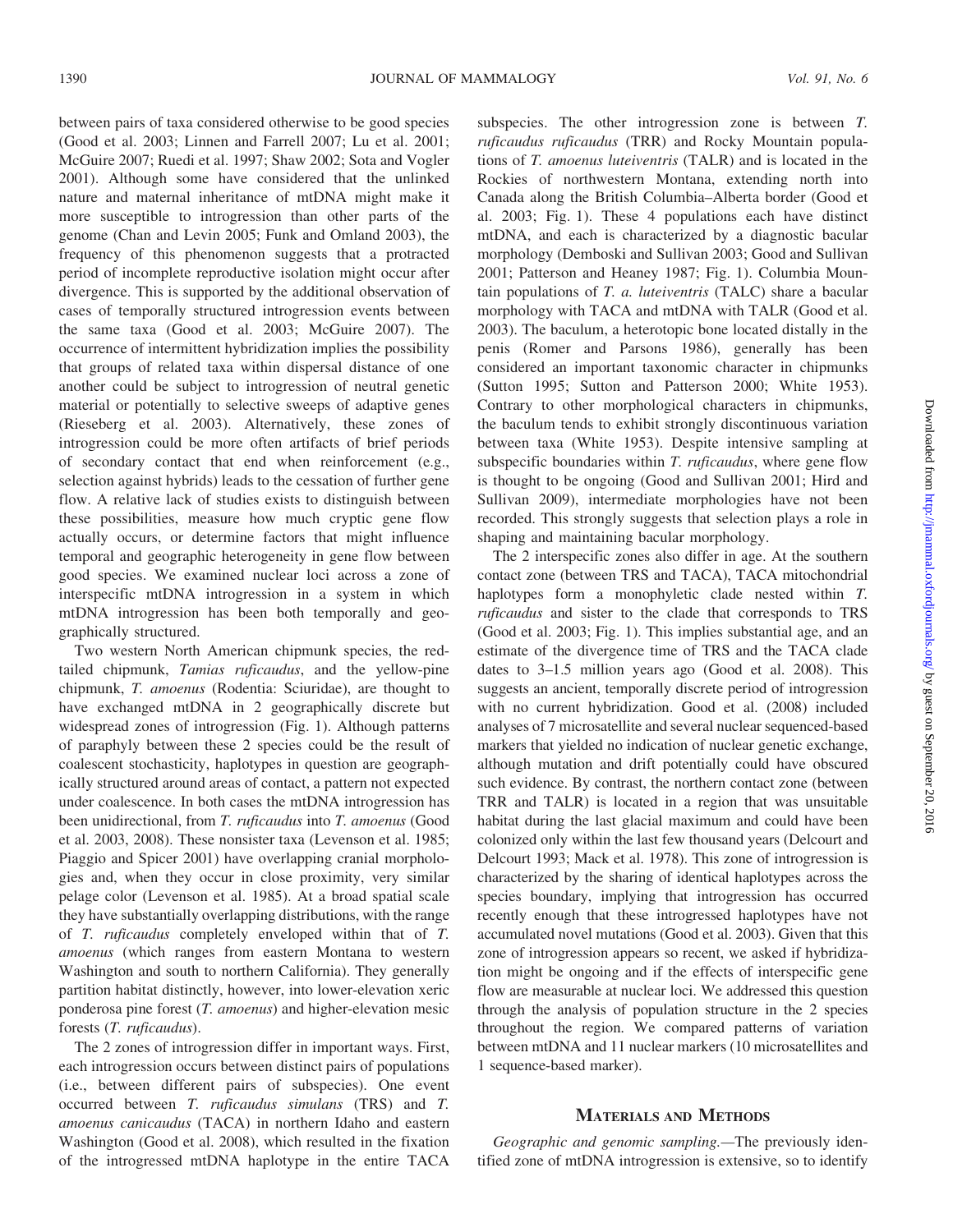between pairs of taxa considered otherwise to be good species (Good et al. 2003; Linnen and Farrell 2007; Lu et al. 2001; McGuire 2007; Ruedi et al. 1997; Shaw 2002; Sota and Vogler 2001). Although some have considered that the unlinked nature and maternal inheritance of mtDNA might make it more susceptible to introgression than other parts of the genome (Chan and Levin 2005; Funk and Omland 2003), the frequency of this phenomenon suggests that a protracted period of incomplete reproductive isolation might occur after divergence. This is supported by the additional observation of cases of temporally structured introgression events between the same taxa (Good et al. 2003; McGuire 2007). The occurrence of intermittent hybridization implies the possibility that groups of related taxa within dispersal distance of one another could be subject to introgression of neutral genetic material or potentially to selective sweeps of adaptive genes (Rieseberg et al. 2003). Alternatively, these zones of introgression could be more often artifacts of brief periods of secondary contact that end when reinforcement (e.g., selection against hybrids) leads to the cessation of further gene flow. A relative lack of studies exists to distinguish between these possibilities, measure how much cryptic gene flow actually occurs, or determine factors that might influence temporal and geographic heterogeneity in gene flow between good species. We examined nuclear loci across a zone of interspecific mtDNA introgression in a system in which mtDNA introgression has been both temporally and geographically structured.

Two western North American chipmunk species, the red-tailed chipmunk, *Tamias ruficaudus*, and the yellow-pine chipmunk, *T. amoenus* (Rodentia: Sciuridae), are thought to have exchanged mtDNA in 2 geographically discrete but widespread zones of introgression (Fig. 1). Although patterns of paraphyly between these 2 species could be the result of coalescent stochasticity, haplotypes in question are geographically structured around areas of contact, a pattern not expected under coalescence. In both cases the mtDNA introgression has been unidirectional, from *T. ruficaudus* into *T. amoenus* (Good et al. 2003, 2008). These nonsister taxa (Levenson et al. 1985; Piaggio and Spicer 2001) have overlapping cranial morphologies and, when they occur in close proximity, very similar pelage color (Levenson et al. 1985). At a broad spatial scale they have substantially overlapping distributions, with the range of *T. ruficaudus* completely enveloped within that of *T. amoenus* (which ranges from eastern Montana to western Washington and south to northern California). They generally partition habitat distinctly, however, into lower-elevation xeric ponderosa pine forest (*T. amoenus*) and higher-elevation mesic forests (*T. ruficaudus*).

The 2 zones of introgression differ in important ways. First, each introgression occurs between distinct pairs of populations (i.e., between different pairs of subspecies). One event occurred between *T. ruficaudus simulans* (TRS) and *T. amoenus canicaudus* (TACA) in northern Idaho and eastern Washington (Good et al. 2008), which resulted in the fixation of the introgressed mtDNA haplotype in the entire TACA subspecies. The other introgression zone is between *T. ruficaudus ruficaudus* (TRR) and Rocky Mountain populations of *T. amoenus luteiventris* (TALR) and is located in the Rockies of northwestern Montana, extending north into Canada along the British Columbia–Alberta border (Good et al. 2003; Fig. 1). These 4 populations each have distinct mtDNA, and each is characterized by a diagnostic bacular morphology (Demboski and Sullivan 2003; Good and Sullivan 2001; Patterson and Heaney 1987; Fig. 1). Columbia Mountain populations of *T. a. luteiventris* (TALC) share a bacular morphology with TACA and mtDNA with TALR (Good et al. 2003). The baculum, a heterotopic bone located distally in the penis (Romer and Parsons 1986), generally has been considered an important taxonomic character in chipmunks (Sutton 1995; Sutton and Patterson 2000; White 1953). Contrary to other morphological characters in chipmunks, the baculum tends to exhibit strongly discontinuous variation between taxa (White 1953). Despite intensive sampling at subspecific boundaries within *T. ruficaudus*, where gene flow is thought to be ongoing (Good and Sullivan 2001; Hird and Sullivan 2009), intermediate morphologies have not been recorded. This strongly suggests that selection plays a role in shaping and maintaining bacular morphology.

The 2 interspecific zones also differ in age. At the southern contact zone (between TRS and TACA), TACA mitochondrial haplotypes form a monophyletic clade nested within *T. ruficaudus* and sister to the clade that corresponds to TRS (Good et al. 2003; Fig. 1). This implies substantial age, and an estimate of the divergence time of TRS and the TACA clade dates to 3–1.5 million years ago (Good et al. 2008). This suggests an ancient, temporally discrete period of introgression with no current hybridization. Good et al. (2008) included analyses of 7 microsatellite and several nuclear sequenced-based markers that yielded no indication of nuclear genetic exchange, although mutation and drift potentially could have obscured such evidence. By contrast, the northern contact zone (between TRR and TALR) is located in a region that was unsuitable habitat during the last glacial maximum and could have been colonized only within the last few thousand years (Delcourt and Delcourt 1993; Mack et al. 1978). This zone of introgression is characterized by the sharing of identical haplotypes across the species boundary, implying that introgression has occurred recently enough that these introgressed haplotypes have not accumulated novel mutations (Good et al. 2003). Given that this zone of introgression appears so recent, we asked if hybridization might be ongoing and if the effects of interspecific gene flow are measurable at nuclear loci. We addressed this question through the analysis of population structure in the 2 species throughout the region. We compared patterns of variation between mtDNA and 11 nuclear markers (10 microsatellites and 1 sequence-based marker).

## Materials and Methods

*Geographic and genomic sampling.*—The previously identified zone of mtDNA introgression is extensive, so to identify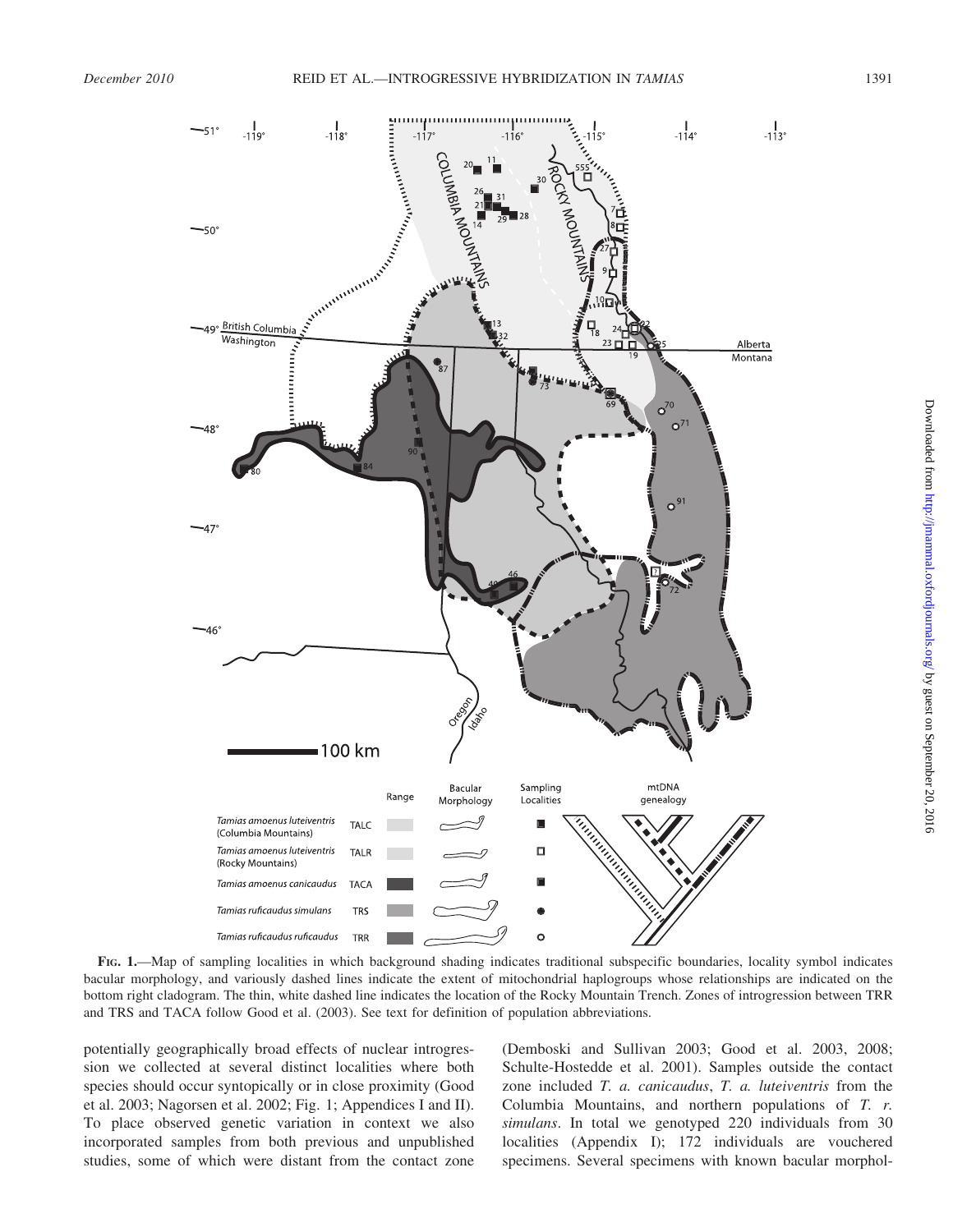COLUMBIA MOUNTAINS

ROCKY MOUNTAINS

British Columbia

Washington

Alberta

Montana

Oregon

Idaho

100 km

Range | Bacular Morphology | Sampling Localities | mtDNA genealogy

*Tamias amoenus luteiventris* (Columbia Mountains) TALC

*Tamias amoenus luteiventris* (Rocky Mountains) TALR

*Tamias amoenus canicaudus* TACA

*Tamias ruficaudus simulans* TRS

*Tamias ruficaudus ruficaudus* TRR

**FIG. 1.**—Map of sampling localities in which background shading indicates traditional subspecific boundaries, locality symbol indicates bacular morphology, and variously dashed lines indicate the extent of mitochondrial haplogroups whose relationships are indicated on the bottom right cladogram. The thin, white dashed line indicates the location of the Rocky Mountain Trench. Zones of introgression between TRR and TRS and TACA follow Good et al. (2003). See text for definition of population abbreviations.

potentially geographically broad effects of nuclear introgression we collected at several distinct localities where both species should occur syntopically or in close proximity (Good et al. 2003; Nagorsen et al. 2002; Fig. 1; Appendices I and II). To place observed genetic variation in context we also incorporated samples from both previous and unpublished studies, some of which were distant from the contact zone (Demboski and Sullivan 2003; Good et al. 2003, 2008; Schulte-Hostedde et al. 2001). Samples outside the contact zone included *T. a. canicaudus*, *T. a. luteiventris* from the Columbia Mountains, and northern populations of *T. r. simulans*. In total we genotyped 220 individuals from 30 localities (Appendix I); 172 individuals are vouchered specimens. Several specimens with known bacular morphol-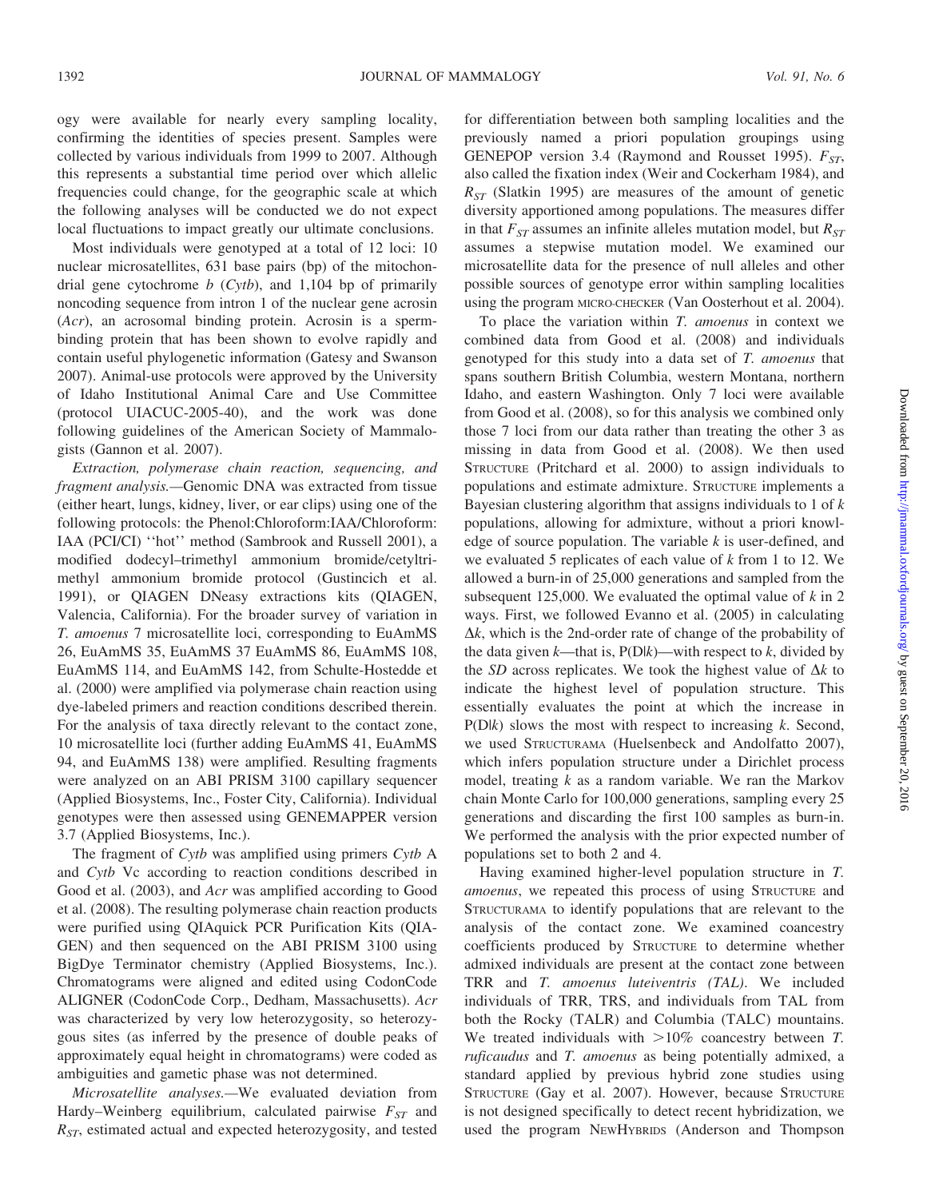ogy were available for nearly every sampling locality, confirming the identities of species present. Samples were collected by various individuals from 1999 to 2007. Although this represents a substantial time period over which allelic frequencies could change, for the geographic scale at which the following analyses will be conducted we do not expect local fluctuations to impact greatly our ultimate conclusions.

Most individuals were genotyped at a total of 12 loci: 10 nuclear microsatellites, 631 base pairs (bp) of the mitochondrial gene cytochrome *b* (*Cytb*), and 1,104 bp of primarily noncoding sequence from intron 1 of the nuclear gene acrosin (*Acr*), an acrosomal binding protein. Acrosin is a sperm-binding protein that has been shown to evolve rapidly and contain useful phylogenetic information (Gatesy and Swanson 2007). Animal-use protocols were approved by the University of Idaho Institutional Animal Care and Use Committee (protocol UIACUC-2005-40), and the work was done following guidelines of the American Society of Mammalogists (Gannon et al. 2007).

*Extraction, polymerase chain reaction, sequencing, and fragment analysis.*—Genomic DNA was extracted from tissue (either heart, lungs, kidney, liver, or ear clips) using one of the following protocols: the Phenol:Chloroform:IAA/Chloroform: IAA (PCI/CI) ''hot'' method (Sambrook and Russell 2001), a modified dodecyl–trimethyl ammonium bromide/cetyltrimethyl ammonium bromide protocol (Gustincich et al. 1991), or QIAGEN DNeasy extractions kits (QIAGEN, Valencia, California). For the broader survey of variation in *T. amoenus* 7 microsatellite loci, corresponding to EuAmMS 26, EuAmMS 35, EuAmMS 37 EuAmMS 86, EuAmMS 108, EuAmMS 114, and EuAmMS 142, from Schulte-Hostedde et al. (2000) were amplified via polymerase chain reaction using dye-labeled primers and reaction conditions described therein. For the analysis of taxa directly relevant to the contact zone, 10 microsatellite loci (further adding EuAmMS 41, EuAmMS 94, and EuAmMS 138) were amplified. Resulting fragments were analyzed on an ABI PRISM 3100 capillary sequencer (Applied Biosystems, Inc., Foster City, California). Individual genotypes were then assessed using GENEMAPPER version 3.7 (Applied Biosystems, Inc.).

The fragment of *Cytb* was amplified using primers *Cytb* A and *Cytb* Vc according to reaction conditions described in Good et al. (2003), and *Acr* was amplified according to Good et al. (2008). The resulting polymerase chain reaction products were purified using QIAquick PCR Purification Kits (QIAGEN) and then sequenced on the ABI PRISM 3100 using BigDye Terminator chemistry (Applied Biosystems, Inc.). Chromatograms were aligned and edited using CodonCode ALIGNER (CodonCode Corp., Dedham, Massachusetts). *Acr* was characterized by very low heterozygosity, so heterozygous sites (as inferred by the presence of double peaks of approximately equal height in chromatograms) were coded as ambiguities and gametic phase was not determined.

*Microsatellite analyses.*—We evaluated deviation from Hardy–Weinberg equilibrium, calculated pairwise $F_{ST}$ and $R_{ST}$, estimated actual and expected heterozygosity, and tested for differentiation between both sampling localities and the previously named a priori population groupings using GENEPOP version 3.4 (Raymond and Rousset 1995). $F_{ST}$, also called the fixation index (Weir and Cockerham 1984), and $R_{ST}$ (Slatkin 1995) are measures of the amount of genetic diversity apportioned among populations. The measures differ in that $F_{ST}$ assumes an infinite alleles mutation model, but $R_{ST}$ assumes a stepwise mutation model. We examined our microsatellite data for the presence of null alleles and other possible sources of genotype error within sampling localities using the program MICRO-CHECKER (Van Oosterhout et al. 2004).

To place the variation within *T. amoenus* in context we combined data from Good et al. (2008) and individuals genotyped for this study into a data set of *T. amoenus* that spans southern British Columbia, western Montana, northern Idaho, and eastern Washington. Only 7 loci were available from Good et al. (2008), so for this analysis we combined only those 7 loci from our data rather than treating the other 3 as missing in data from Good et al. (2008). We then used STRUCTURE (Pritchard et al. 2000) to assign individuals to populations and estimate admixture. STRUCTURE implements a Bayesian clustering algorithm that assigns individuals to 1 of *k* populations, allowing for admixture, without a priori knowledge of source population. The variable *k* is user-defined, and we evaluated 5 replicates of each value of *k* from 1 to 12. We allowed a burn-in of 25,000 generations and sampled from the subsequent 125,000. We evaluated the optimal value of *k* in 2 ways. First, we followed Evanno et al. (2005) in calculating $\Delta k$, which is the 2nd-order rate of change of the probability of the data given *k*—that is, P(D|*k*)—with respect to *k*, divided by the *SD* across replicates. We took the highest value of $\Delta k$ to indicate the highest level of population structure. This essentially evaluates the point at which the increase in P(D|*k*) slows the most with respect to increasing *k*. Second, we used STRUCTURAMA (Huelsenbeck and Andolfatto 2007), which infers population structure under a Dirichlet process model, treating *k* as a random variable. We ran the Markov chain Monte Carlo for 100,000 generations, sampling every 25 generations and discarding the first 100 samples as burn-in. We performed the analysis with the prior expected number of populations set to both 2 and 4.

Having examined higher-level population structure in *T. amoenus*, we repeated this process of using STRUCTURE and STRUCTURAMA to identify populations that are relevant to the analysis of the contact zone. We examined coancestry coefficients produced by STRUCTURE to determine whether admixed individuals are present at the contact zone between TRR and *T. amoenus luteiventris (TAL)*. We included individuals of TRR, TRS, and individuals from TAL from both the Rocky (TALR) and Columbia (TALC) mountains. We treated individuals with >10% coancestry between *T. ruficaudus* and *T. amoenus* as being potentially admixed, a standard applied by previous hybrid zone studies using STRUCTURE (Gay et al. 2007). However, because STRUCTURE is not designed specifically to detect recent hybridization, we used the program NEWHYBRIDS (Anderson and Thompson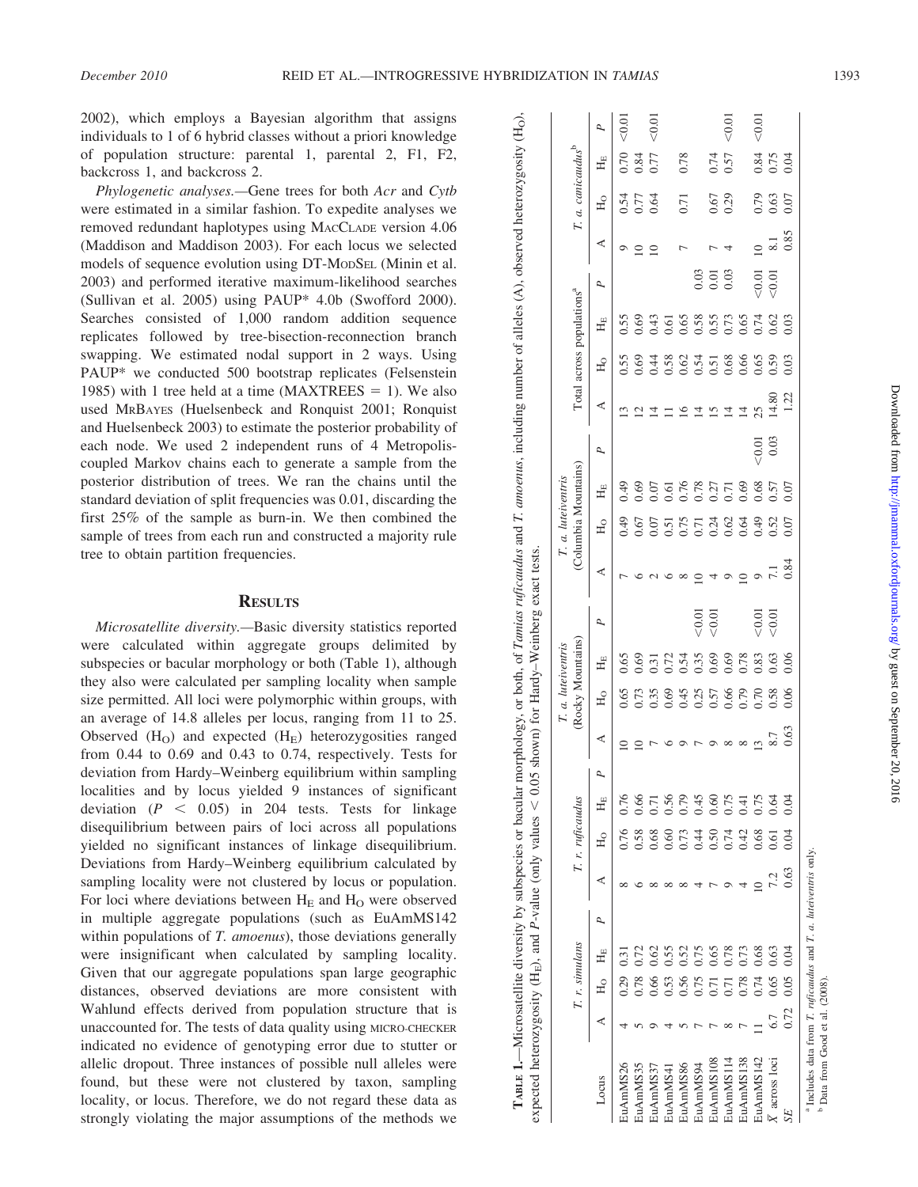2002), which employs a Bayesian algorithm that assigns individuals to 1 of 6 hybrid classes without a priori knowledge of population structure: parental 1, parental 2, F1, F2, backcross 1, and backcross 2.

*Phylogenetic analyses.*—Gene trees for both *Acr* and *Cytb* were estimated in a similar fashion. To expedite analyses we removed redundant haplotypes using MACCLADE version 4.06 (Maddison and Maddison 2003). For each locus we selected models of sequence evolution using DT-MODSEL (Minin et al. 2003) and performed iterative maximum-likelihood searches (Sullivan et al. 2005) using PAUP* 4.0b (Swofford 2000). Searches consisted of 1,000 random addition sequence replicates followed by tree-bisection-reconnection branch swapping. We estimated nodal support in 2 ways. Using PAUP* we conducted 500 bootstrap replicates (Felsenstein 1985) with 1 tree held at a time (MAXTREES = 1). We also used MRBAYES (Huelsenbeck and Ronquist 2001; Ronquist and Huelsenbeck 2003) to estimate the posterior probability of each node. We used 2 independent runs of 4 Metropolis-coupled Markov chains each to generate a sample from the posterior distribution of trees. We ran the chains until the standard deviation of split frequencies was 0.01, discarding the first 25% of the sample as burn-in. We then combined the sample of trees from each run and constructed a majority rule tree to obtain partition frequencies.

## RESULTS

*Microsatellite diversity.*—Basic diversity statistics reported were calculated within aggregate groups delimited by subspecies or bacular morphology or both (Table 1), although they also were calculated per sampling locality when sample size permitted. All loci were polymorphic within groups, with an average of 14.8 alleles per locus, ranging from 11 to 25. Observed ($H_O$) and expected ($H_E$) heterozygosities ranged from 0.44 to 0.69 and 0.43 to 0.74, respectively. Tests for deviation from Hardy–Weinberg equilibrium within sampling localities and by locus yielded 9 instances of significant deviation ($P < 0.05$) in 204 tests. Tests for linkage disequilibrium between pairs of loci across all populations yielded no significant instances of linkage disequilibrium. Deviations from Hardy–Weinberg equilibrium calculated by sampling locality were not clustered by locus or population. For loci where deviations between $H_E$ and $H_O$ were observed in multiple aggregate populations (such as EuAmMS142 within populations of *T. amoenus*), those deviations generally were insignificant when calculated by sampling locality. Given that our aggregate populations span large geographic distances, observed deviations are more consistent with Wahlund effects derived from population structure that is unaccounted for. The tests of data quality using MICRO-CHECKER indicated no evidence of genotyping error due to stutter or allelic dropout. Three instances of possible null alleles were found, but these were not clustered by taxon, sampling locality, or locus. Therefore, we do not regard these data as strongly violating the major assumptions of the methods we

**TABLE 1.**—Microsatellite diversity by subspecies or bacular morphology, or both, of *Tamias ruficaudus* and *T. amoenus*, including number of alleles (A), observed heterozygosity ($H_O$), expected heterozygosity ($H_E$), and *P*-value (only values < 0.05 shown) for Hardy–Weinberg exact tests.

| Locus | *T. r. simulans* | | | | *T. r. ruficaudus* | | | | *T. a. luteiventris* (Rocky Mountains) | | | | *T. a. luteiventris* (Columbia Mountains) | | | | Total across populations[a] | | | | *T. a. canicaudus*[b] | | | |
|---|---|---|---|---|---|---|---|---|---|---|---|---|---|---|---|---|---|---|---|---|---|---|---|---|
| | A | $H_O$ | $H_E$ | *P* | A | $H_O$ | $H_E$ | *P* | A | $H_O$ | $H_E$ | *P* | A | $H_O$ | $H_E$ | *P* | A | $H_O$ | $H_E$ | *P* | A | $H_O$ | $H_E$ | *P* |
| EuAmMS26 | 4 | 0.29 | 0.31 | | 8 | 0.76 | 0.76 | | 10 | 0.65 | 0.65 | | 7 | 0.49 | 0.49 | | 13 | 0.55 | 0.55 | | 9 | 0.54 | 0.70 | <0.01 |
| EuAmMS35 | 5 | 0.78 | 0.72 | | 6 | 0.58 | 0.66 | | 10 | 0.73 | 0.69 | | 6 | 0.67 | 0.69 | | 12 | 0.69 | 0.69 | | 10 | 0.77 | 0.84 | |
| EuAmMS37 | 9 | 0.66 | 0.62 | | 8 | 0.68 | 0.71 | | 7 | 0.35 | 0.31 | | 2 | 0.07 | 0.07 | | 14 | 0.44 | 0.43 | | 10 | 0.64 | 0.77 | <0.01 |
| EuAmMS41 | 4 | 0.53 | 0.55 | | 8 | 0.60 | 0.56 | | 6 | 0.69 | 0.72 | | 6 | 0.51 | 0.61 | | 11 | 0.58 | 0.61 | | | | | |
| EuAmMS86 | 5 | 0.56 | 0.52 | | 8 | 0.73 | 0.79 | | 9 | 0.45 | 0.54 | | 8 | 0.75 | 0.76 | | 16 | 0.62 | 0.65 | | 7 | 0.71 | 0.78 | |
| EuAmMS94 | 7 | 0.75 | 0.75 | | 4 | 0.44 | 0.45 | | 7 | 0.25 | 0.35 | <0.01 | 10 | 0.71 | 0.78 | | 14 | 0.54 | 0.58 | 0.03 | | | | |
| EuAmMS108 | 7 | 0.71 | 0.65 | | 7 | 0.50 | 0.60 | | 9 | 0.57 | 0.69 | <0.01 | 4 | 0.24 | 0.27 | | 15 | 0.51 | 0.55 | 0.01 | 7 | 0.67 | 0.74 | |
| EuAmMS114 | 8 | 0.71 | 0.78 | | 9 | 0.74 | 0.75 | | 8 | 0.66 | 0.69 | | 9 | 0.62 | 0.71 | | 14 | 0.68 | 0.73 | 0.03 | 4 | 0.29 | 0.57 | <0.01 |
| EuAmMS138 | 7 | 0.78 | 0.73 | | 4 | 0.42 | 0.41 | | 8 | 0.79 | 0.78 | | 10 | 0.64 | 0.69 | | 14 | 0.66 | 0.65 | | | | | |
| EuAmMS142 | 11 | 0.74 | 0.68 | | 10 | 0.68 | 0.75 | | 13 | 0.70 | 0.83 | <0.01 | 9 | 0.49 | 0.68 | <0.01 | 25 | 0.65 | 0.74 | <0.01 | 10 | 0.79 | 0.84 | <0.01 |
| $\bar{X}$ across loci | 6.7 | 0.65 | 0.63 | | 7.2 | 0.61 | 0.64 | | 8.7 | 0.58 | 0.63 | <0.01 | 7.1 | 0.52 | 0.57 | 0.03 | 14.80 | 0.59 | 0.62 | <0.01 | 8.1 | 0.63 | 0.75 | |
| *SE* | 0.72 | 0.05 | 0.04 | | 0.63 | 0.04 | 0.04 | | 0.63 | 0.06 | 0.06 | | 0.84 | 0.07 | 0.07 | | 1.22 | 0.03 | 0.03 | | 0.85 | 0.07 | 0.04 | |

[a] Includes data from *T. r. ruficaudus* and *T. a. luteiventris* only.
[b] Data from Good et al. (2008).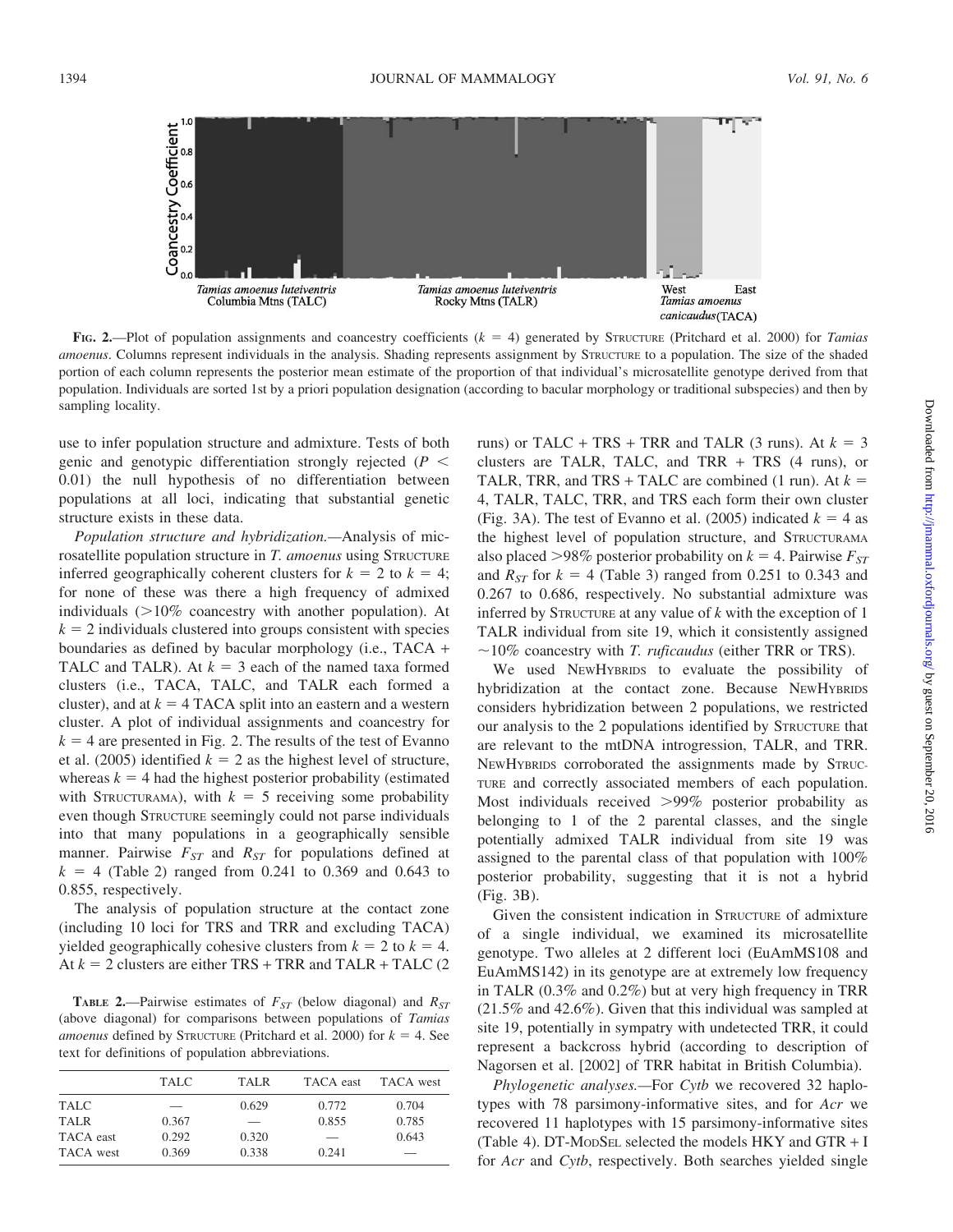Coancestry Coefficient

1.0

0.8

0.6

0.4

0.2

0.0

*Tamias amoenus luteiventris* Columbia Mtns (TALC)

*Tamias amoenus luteiventris* Rocky Mtns (TALR)

West East *Tamias amoenus canicaudus*(TACA)

**FIG. 2.**—Plot of population assignments and coancestry coefficients ($k$ = 4) generated by STRUCTURE (Pritchard et al. 2000) for *Tamias amoenus*. Columns represent individuals in the analysis. Shading represents assignment by STRUCTURE to a population. The size of the shaded portion of each column represents the posterior mean estimate of the proportion of that individual's microsatellite genotype derived from that population. Individuals are sorted 1st by a priori population designation (according to bacular morphology or traditional subspecies) and then by sampling locality.

use to infer population structure and admixture. Tests of both genic and genotypic differentiation strongly rejected ($P$ < 0.01) the null hypothesis of no differentiation between populations at all loci, indicating that substantial genetic structure exists in these data.

*Population structure and hybridization.*—Analysis of microsatellite population structure in *T. amoenus* using STRUCTURE inferred geographically coherent clusters for $k = 2$ to $k = 4$; for none of these was there a high frequency of admixed individuals (>10% coancestry with another population). At $k = 2$ individuals clustered into groups consistent with species boundaries as defined by bacular morphology (i.e., TACA + TALC and TALR). At $k = 3$ each of the named taxa formed clusters (i.e., TACA, TALC, and TALR each formed a cluster), and at $k = 4$ TACA split into an eastern and a western cluster. A plot of individual assignments and coancestry for $k = 4$ are presented in Fig. 2. The results of the test of Evanno et al. (2005) identified $k = 2$ as the highest level of structure, whereas $k = 4$ had the highest posterior probability (estimated with STRUCTURAMA), with $k = 5$ receiving some probability even though STRUCTURE seemingly could not parse individuals into that many populations in a geographically sensible manner. Pairwise $F_{ST}$ and $R_{ST}$ for populations defined at $k = 4$ (Table 2) ranged from 0.241 to 0.369 and 0.643 to 0.855, respectively.

The analysis of population structure at the contact zone (including 10 loci for TRS and TRR and excluding TACA) yielded geographically cohesive clusters from $k = 2$ to $k = 4$. At $k = 2$ clusters are either TRS + TRR and TALR + TALC (2 runs) or TALC + TRS + TRR and TALR (3 runs). At $k = 3$ clusters are TALR, TALC, and TRR + TRS (4 runs), or TALR, TRR, and TRS + TALC are combined (1 run). At $k = 4$, TALR, TALC, TRR, and TRS each form their own cluster (Fig. 3A). The test of Evanno et al. (2005) indicated $k = 4$ as the highest level of population structure, and STRUCTURAMA also placed >98% posterior probability on $k = 4$. Pairwise $F_{ST}$ and $R_{ST}$ for $k = 4$ (Table 3) ranged from 0.251 to 0.343 and 0.267 to 0.686, respectively. No substantial admixture was inferred by STRUCTURE at any value of $k$ with the exception of 1 TALR individual from site 19, which it consistently assigned ~10% coancestry with *T. ruficaudus* (either TRR or TRS).

**TABLE 2.**—Pairwise estimates of $F_{ST}$ (below diagonal) and $R_{ST}$ (above diagonal) for comparisons between populations of *Tamias amoenus* defined by STRUCTURE (Pritchard et al. 2000) for $k = 4$. See text for definitions of population abbreviations.

| | TALC | TALR | TACA east | TACA west |
|---|---|---|---|---|
| TALC | — | 0.629 | 0.772 | 0.704 |
| TALR | 0.367 | — | 0.855 | 0.785 |
| TACA east | 0.292 | 0.320 | — | 0.643 |
| TACA west | 0.369 | 0.338 | 0.241 | — |

We used NEWHYBRIDS to evaluate the possibility of hybridization at the contact zone. Because NEWHYBRIDS considers hybridization between 2 populations, we restricted our analysis to the 2 populations identified by STRUCTURE that are relevant to the mtDNA introgression, TALR, and TRR. NEWHYBRIDS corroborated the assignments made by STRUCTURE and correctly associated members of each population. Most individuals received >99% posterior probability as belonging to 1 of the 2 parental classes, and the single potentially admixed TALR individual from site 19 was assigned to the parental class of that population with 100% posterior probability, suggesting that it is not a hybrid (Fig. 3B).

Given the consistent indication in STRUCTURE of admixture of a single individual, we examined its microsatellite genotype. Two alleles at 2 different loci (EuAmMS108 and EuAmMS142) in its genotype are at extremely low frequency in TALR (0.3% and 0.2%) but at very high frequency in TRR (21.5% and 42.6%). Given that this individual was sampled at site 19, potentially in sympatry with undetected TRR, it could represent a backcross hybrid (according to description of Nagorsen et al. [2002] of TRR habitat in British Columbia).

*Phylogenetic analyses.*—For *Cytb* we recovered 32 haplotypes with 78 parsimony-informative sites, and for *Acr* we recovered 11 haplotypes with 15 parsimony-informative sites (Table 4). DT-MODSEL selected the models HKY and GTR + I for *Acr* and *Cytb*, respectively. Both searches yielded single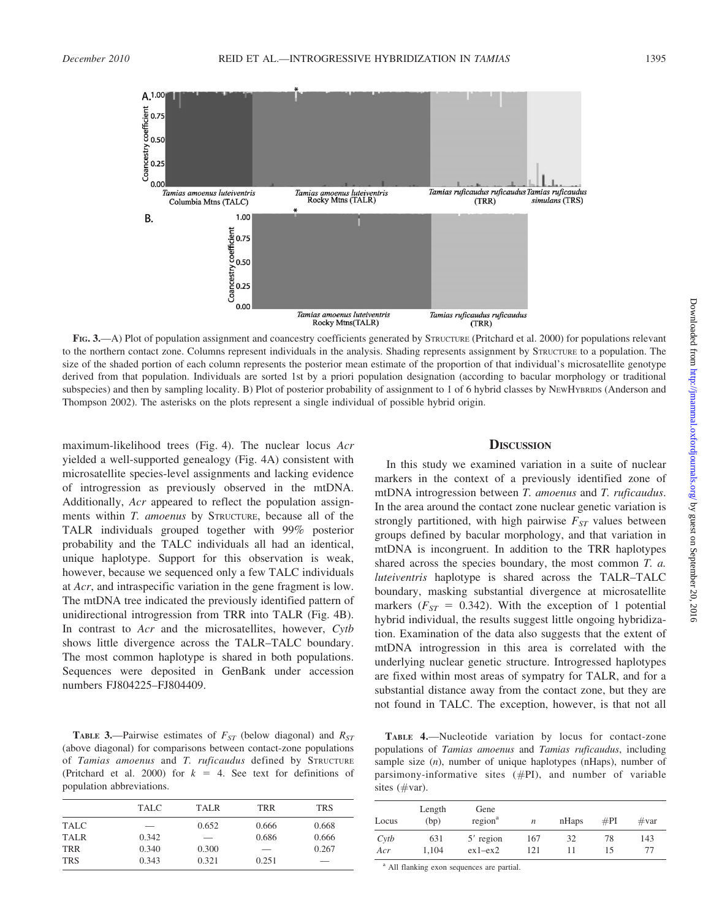A. 1.00
Coancestry coefficient
0.75
0.50
0.25
0.00
*
Tamias amoenus luteiventris Columbia Mtns (TALC)
Tamias amoenus luteiventris Rocky Mtns (TALR)
Tamias ruficaudus ruficaudus (TRR)
Tamias ruficaudus simulans (TRS)

B. 1.00
Coancestry coefficient
0.75
0.50
0.25
0.00
*
Tamias amoenus luteiventris Rocky Mtns(TALR)
Tamias ruficaudus ruficaudus (TRR)

**Fig. 3.**—A) Plot of population assignment and coancestry coefficients generated by Structure (Pritchard et al. 2000) for populations relevant to the northern contact zone. Columns represent individuals in the analysis. Shading represents assignment by Structure to a population. The size of the shaded portion of each column represents the posterior mean estimate of the proportion of that individual's microsatellite genotype derived from that population. Individuals are sorted 1st by a priori population designation (according to bacular morphology or traditional subspecies) and then by sampling locality. B) Plot of posterior probability of assignment to 1 of 6 hybrid classes by NewHybrids (Anderson and Thompson 2002). The asterisks on the plots represent a single individual of possible hybrid origin.

maximum-likelihood trees (Fig. 4). The nuclear locus *Acr* yielded a well-supported genealogy (Fig. 4A) consistent with microsatellite species-level assignments and lacking evidence of introgression as previously observed in the mtDNA. Additionally, *Acr* appeared to reflect the population assignments within *T. amoenus* by Structure, because all of the TALR individuals grouped together with 99% posterior probability and the TALC individuals all had an identical, unique haplotype. Support for this observation is weak, however, because we sequenced only a few TALC individuals at *Acr*, and intraspecific variation in the gene fragment is low. The mtDNA tree indicated the previously identified pattern of unidirectional introgression from TRR into TALR (Fig. 4B). In contrast to *Acr* and the microsatellites, however, *Cytb* shows little divergence across the TALR–TALC boundary. The most common haplotype is shared in both populations. Sequences were deposited in GenBank under accession numbers FJ804225–FJ804409.

**Table 3.**—Pairwise estimates of $F_{ST}$ (below diagonal) and $R_{ST}$ (above diagonal) for comparisons between contact-zone populations of *Tamias amoenus* and *T. ruficaudus* defined by Structure (Pritchard et al. 2000) for $k = 4$. See text for definitions of population abbreviations.

| | TALC | TALR | TRR | TRS |
|---|---|---|---|---|
| TALC | — | 0.652 | 0.666 | 0.668 |
| TALR | 0.342 | — | 0.686 | 0.666 |
| TRR | 0.340 | 0.300 | — | 0.267 |
| TRS | 0.343 | 0.321 | 0.251 | — |

## Discussion

In this study we examined variation in a suite of nuclear markers in the context of a previously identified zone of mtDNA introgression between *T. amoenus* and *T. ruficaudus*. In the area around the contact zone nuclear genetic variation is strongly partitioned, with high pairwise $F_{ST}$ values between groups defined by bacular morphology, and that variation in mtDNA is incongruent. In addition to the TRR haplotypes shared across the species boundary, the most common *T. a. luteiventris* haplotype is shared across the TALR–TALC boundary, masking substantial divergence at microsatellite markers ($F_{ST} = 0.342$). With the exception of 1 potential hybrid individual, the results suggest little ongoing hybridization. Examination of the data also suggests that the extent of mtDNA introgression in this area is correlated with the underlying nuclear genetic structure. Introgressed haplotypes are fixed within most areas of sympatry for TALR, and for a substantial distance away from the contact zone, but they are not found in TALC. The exception, however, is that not all

**Table 4.**—Nucleotide variation by locus for contact-zone populations of *Tamias amoenus* and *Tamias ruficaudus*, including sample size ($n$), number of unique haplotypes (nHaps), number of parsimony-informative sites (#PI), and number of variable sites (#var).

| Locus | Length (bp) | Gene region[a] | $n$ | nHaps | #PI | #var |
|---|---|---|---|---|---|---|
| *Cytb* | 631 | 5′ region | 167 | 32 | 78 | 143 |
| *Acr* | 1,104 | ex1–ex2 | 121 | 11 | 15 | 77 |

[a] All flanking exon sequences are partial.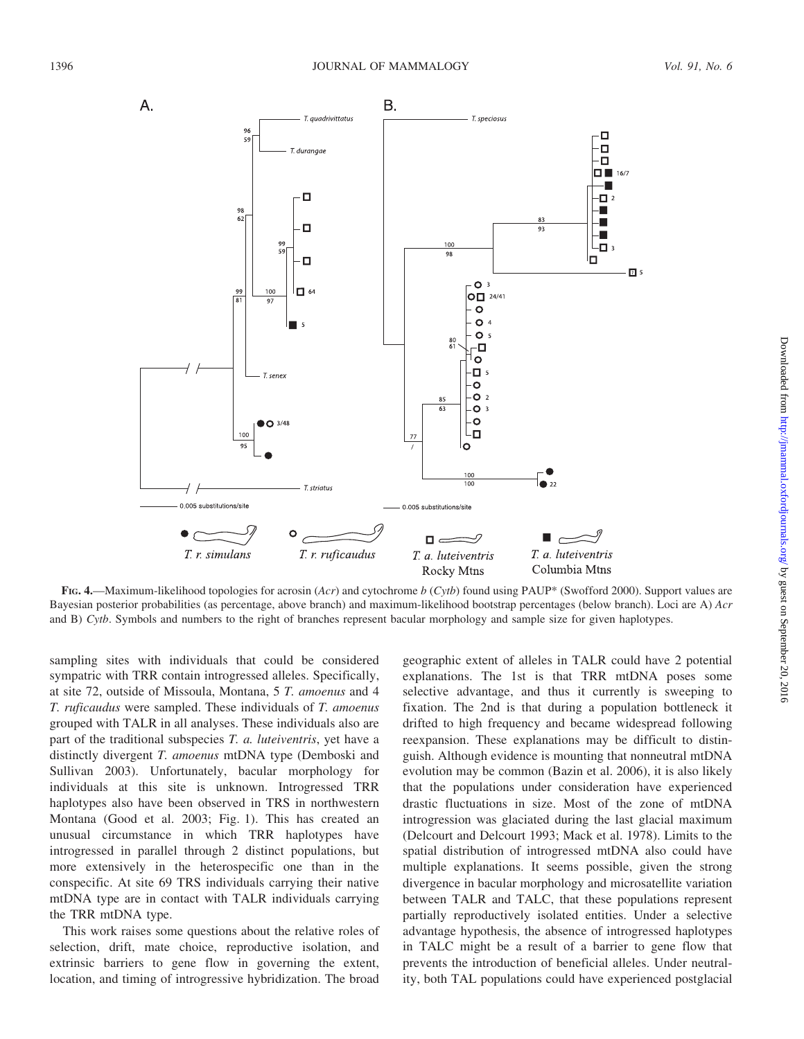A.

T. quadrivittatus

96
59

T. durangae

98
62

99
59

99
81

100
97

64

5

T. senex

3/48

100
95

T. striatus

0.005 substitutions/site

B.

T. speciosus

16/7

2

83
93

3

100
98

5

3

24/41

4

5

80
61

5

2

85
63

3

77
/

100
100

22

0.005 substitutions/site

T. r. simulans

T. r. ruficaudus

T. a. luteiventris
Rocky Mtns

T. a. luteiventris
Columbia Mtns

FIG. 4.—Maximum-likelihood topologies for acrosin (*Acr*) and cytochrome *b* (*Cytb*) found using PAUP* (Swofford 2000). Support values are Bayesian posterior probabilities (as percentage, above branch) and maximum-likelihood bootstrap percentages (below branch). Loci are A) *Acr* and B) *Cytb*. Symbols and numbers to the right of branches represent bacular morphology and sample size for given haplotypes.

sampling sites with individuals that could be considered sympatric with TRR contain introgressed alleles. Specifically, at site 72, outside of Missoula, Montana, 5 *T. amoenus* and 4 *T. ruficaudus* were sampled. These individuals of *T. amoenus* grouped with TALR in all analyses. These individuals also are part of the traditional subspecies *T. a. luteiventris*, yet have a distinctly divergent *T. amoenus* mtDNA type (Demboski and Sullivan 2003). Unfortunately, bacular morphology for individuals at this site is unknown. Introgressed TRR haplotypes also have been observed in TRS in northwestern Montana (Good et al. 2003; Fig. 1). This has created an unusual circumstance in which TRR haplotypes have introgressed in parallel through 2 distinct populations, but more extensively in the heterospecific one than in the conspecific. At site 69 TRS individuals carrying their native mtDNA type are in contact with TALR individuals carrying the TRR mtDNA type.

This work raises some questions about the relative roles of selection, drift, mate choice, reproductive isolation, and extrinsic barriers to gene flow in governing the extent, location, and timing of introgressive hybridization. The broad geographic extent of alleles in TALR could have 2 potential explanations. The 1st is that TRR mtDNA poses some selective advantage, and thus it currently is sweeping to fixation. The 2nd is that during a population bottleneck it drifted to high frequency and became widespread following reexpansion. These explanations may be difficult to distinguish. Although evidence is mounting that nonneutral mtDNA evolution may be common (Bazin et al. 2006), it is also likely that the populations under consideration have experienced drastic fluctuations in size. Most of the zone of mtDNA introgression was glaciated during the last glacial maximum (Delcourt and Delcourt 1993; Mack et al. 1978). Limits to the spatial distribution of introgressed mtDNA also could have multiple explanations. It seems possible, given the strong divergence in bacular morphology and microsatellite variation between TALR and TALC, that these populations represent partially reproductively isolated entities. Under a selective advantage hypothesis, the absence of introgressed haplotypes in TALC might be a result of a barrier to gene flow that prevents the introduction of beneficial alleles. Under neutrality, both TAL populations could have experienced postglacial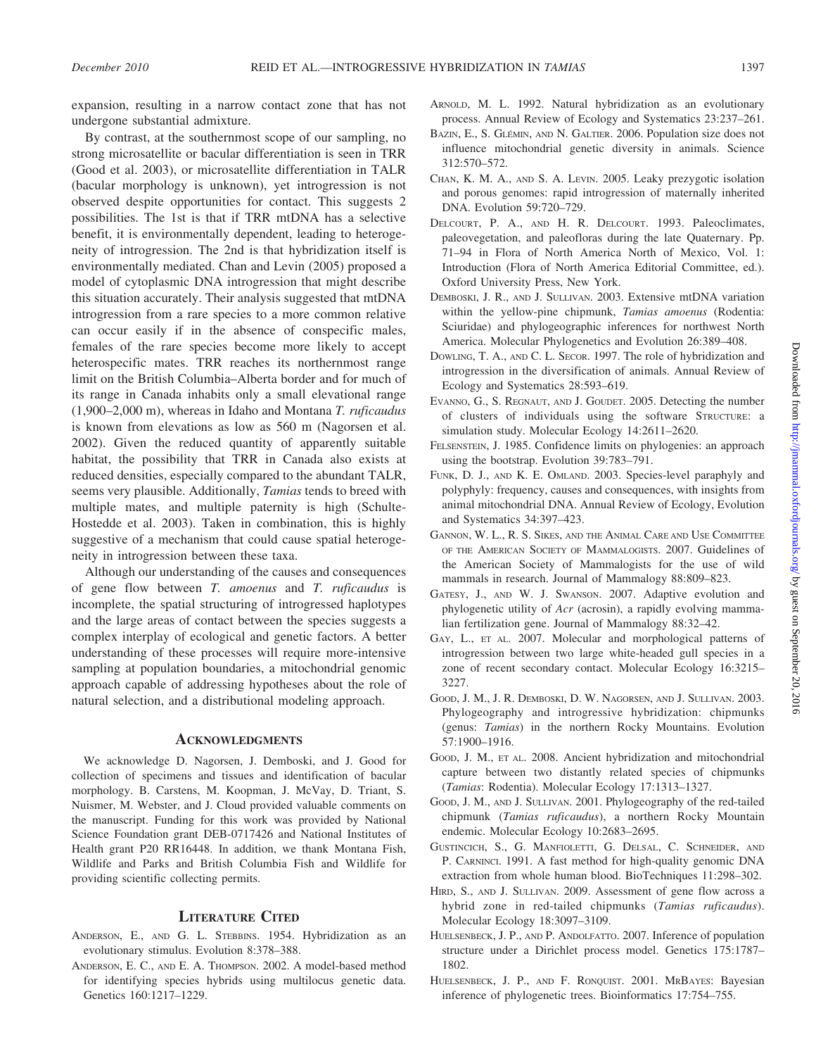expansion, resulting in a narrow contact zone that has not undergone substantial admixture.

By contrast, at the southernmost scope of our sampling, no strong microsatellite or bacular differentiation is seen in TRR (Good et al. 2003), or microsatellite differentiation in TALR (bacular morphology is unknown), yet introgression is not observed despite opportunities for contact. This suggests 2 possibilities. The 1st is that if TRR mtDNA has a selective benefit, it is environmentally dependent, leading to heterogeneity of introgression. The 2nd is that hybridization itself is environmentally mediated. Chan and Levin (2005) proposed a model of cytoplasmic DNA introgression that might describe this situation accurately. Their analysis suggested that mtDNA introgression from a rare species to a more common relative can occur easily if in the absence of conspecific males, females of the rare species become more likely to accept heterospecific mates. TRR reaches its northernmost range limit on the British Columbia–Alberta border and for much of its range in Canada inhabits only a small elevational range (1,900–2,000 m), whereas in Idaho and Montana *T. ruficaudus* is known from elevations as low as 560 m (Nagorsen et al. 2002). Given the reduced quantity of apparently suitable habitat, the possibility that TRR in Canada also exists at reduced densities, especially compared to the abundant TALR, seems very plausible. Additionally, *Tamias* tends to breed with multiple mates, and multiple paternity is high (Schulte-Hostedde et al. 2003). Taken in combination, this is highly suggestive of a mechanism that could cause spatial heterogeneity in introgression between these taxa.

Although our understanding of the causes and consequences of gene flow between *T. amoenus* and *T. ruficaudus* is incomplete, the spatial structuring of introgressed haplotypes and the large areas of contact between the species suggests a complex interplay of ecological and genetic factors. A better understanding of these processes will require more-intensive sampling at population boundaries, a mitochondrial genomic approach capable of addressing hypotheses about the role of natural selection, and a distributional modeling approach.

## Acknowledgments

We acknowledge D. Nagorsen, J. Demboski, and J. Good for collection of specimens and tissues and identification of bacular morphology. B. Carstens, M. Koopman, J. McVay, D. Triant, S. Nuismer, M. Webster, and J. Cloud provided valuable comments on the manuscript. Funding for this work was provided by National Science Foundation grant DEB-0717426 and National Institutes of Health grant P20 RR16448. In addition, we thank Montana Fish, Wildlife and Parks and British Columbia Fish and Wildlife for providing scientific collecting permits.

## Literature Cited

Anderson, E., and G. L. Stebbins. 1954. Hybridization as an evolutionary stimulus. Evolution 8:378–388.

Anderson, E. C., and E. A. Thompson. 2002. A model-based method for identifying species hybrids using multilocus genetic data. Genetics 160:1217–1229.

Arnold, M. L. 1992. Natural hybridization as an evolutionary process. Annual Review of Ecology and Systematics 23:237–261.

Bazin, E., S. Glémin, and N. Galtier. 2006. Population size does not influence mitochondrial genetic diversity in animals. Science 312:570–572.

Chan, K. M. A., and S. A. Levin. 2005. Leaky prezygotic isolation and porous genomes: rapid introgression of maternally inherited DNA. Evolution 59:720–729.

Delcourt, P. A., and H. R. Delcourt. 1993. Paleoclimates, paleovegetation, and paleofloras during the late Quaternary. Pp. 71–94 in Flora of North America North of Mexico, Vol. 1: Introduction (Flora of North America Editorial Committee, ed.). Oxford University Press, New York.

Demboski, J. R., and J. Sullivan. 2003. Extensive mtDNA variation within the yellow-pine chipmunk, *Tamias amoenus* (Rodentia: Sciuridae) and phylogeographic inferences for northwest North America. Molecular Phylogenetics and Evolution 26:389–408.

Dowling, T. A., and C. L. Secor. 1997. The role of hybridization and introgression in the diversification of animals. Annual Review of Ecology and Systematics 28:593–619.

Evanno, G., S. Regnaut, and J. Goudet. 2005. Detecting the number of clusters of individuals using the software Structure: a simulation study. Molecular Ecology 14:2611–2620.

Felsenstein, J. 1985. Confidence limits on phylogenies: an approach using the bootstrap. Evolution 39:783–791.

Funk, D. J., and K. E. Omland. 2003. Species-level paraphyly and polyphyly: frequency, causes and consequences, with insights from animal mitochondrial DNA. Annual Review of Ecology, Evolution and Systematics 34:397–423.

Gannon, W. L., R. S. Sikes, and the Animal Care and Use Committee of the American Society of Mammalogists. 2007. Guidelines of the American Society of Mammalogists for the use of wild mammals in research. Journal of Mammalogy 88:809–823.

Gatesy, J., and W. J. Swanson. 2007. Adaptive evolution and phylogenetic utility of *Acr* (acrosin), a rapidly evolving mammalian fertilization gene. Journal of Mammalogy 88:32–42.

Gay, L., et al. 2007. Molecular and morphological patterns of introgression between two large white-headed gull species in a zone of recent secondary contact. Molecular Ecology 16:3215–3227.

Good, J. M., J. R. Demboski, D. W. Nagorsen, and J. Sullivan. 2003. Phylogeography and introgressive hybridization: chipmunks (genus: *Tamias*) in the northern Rocky Mountains. Evolution 57:1900–1916.

Good, J. M., et al. 2008. Ancient hybridization and mitochondrial capture between two distantly related species of chipmunks (*Tamias*: Rodentia). Molecular Ecology 17:1313–1327.

Good, J. M., and J. Sullivan. 2001. Phylogeography of the red-tailed chipmunk (*Tamias ruficaudus*), a northern Rocky Mountain endemic. Molecular Ecology 10:2683–2695.

Gustincich, S., G. Manfioletti, G. Delsal, C. Schneider, and P. Carninci. 1991. A fast method for high-quality genomic DNA extraction from whole human blood. BioTechniques 11:298–302.

Hird, S., and J. Sullivan. 2009. Assessment of gene flow across a hybrid zone in red-tailed chipmunks (*Tamias ruficaudus*). Molecular Ecology 18:3097–3109.

Huelsenbeck, J. P., and P. Andolfatto. 2007. Inference of population structure under a Dirichlet process model. Genetics 175:1787–1802.

Huelsenbeck, J. P., and F. Ronquist. 2001. MrBayes: Bayesian inference of phylogenetic trees. Bioinformatics 17:754–755.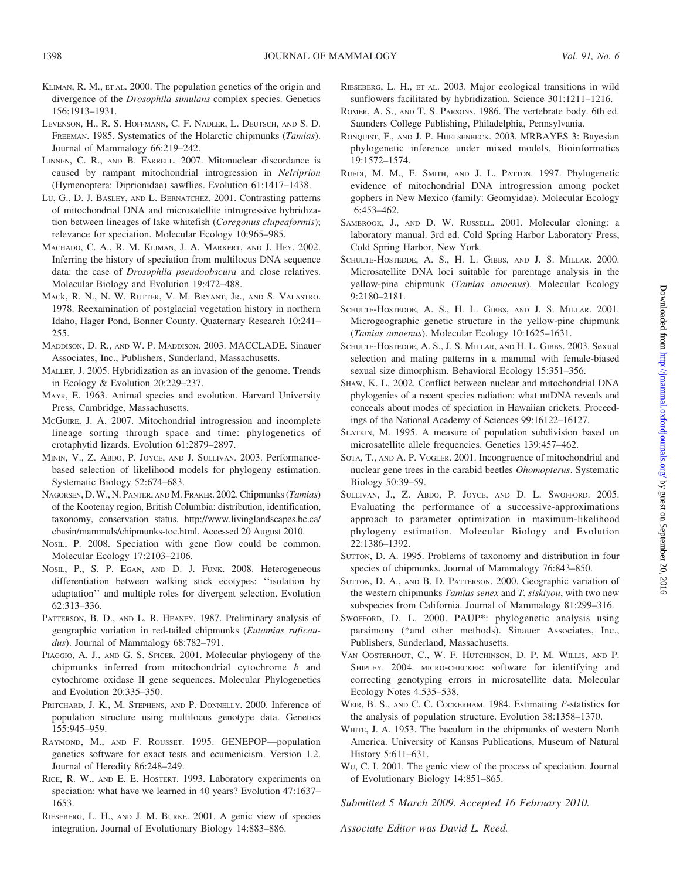KLIMAN, R. M., ET AL. 2000. The population genetics of the origin and divergence of the *Drosophila simulans* complex species. Genetics 156:1913–1931.

LEVENSON, H., R. S. HOFFMANN, C. F. NADLER, L. DEUTSCH, AND S. D. FREEMAN. 1985. Systematics of the Holarctic chipmunks (*Tamias*). Journal of Mammalogy 66:219–242.

LINNEN, C. R., AND B. FARRELL. 2007. Mitonuclear discordance is caused by rampant mitochondrial introgression in *Nelriprion* (Hymenoptera: Diprionidae) sawflies. Evolution 61:1417–1438.

LU, G., D. J. BASLEY, AND L. BERNATCHEZ. 2001. Contrasting patterns of mitochondrial DNA and microsatellite introgressive hybridization between lineages of lake whitefish (*Coregonus clupeaformis*); relevance for speciation. Molecular Ecology 10:965–985.

MACHADO, C. A., R. M. KLIMAN, J. A. MARKERT, AND J. HEY. 2002. Inferring the history of speciation from multilocus DNA sequence data: the case of *Drosophila pseudoobscura* and close relatives. Molecular Biology and Evolution 19:472–488.

MACK, R. N., N. W. RUTTER, V. M. BRYANT, JR., AND S. VALASTRO. 1978. Reexamination of postglacial vegetation history in northern Idaho, Hager Pond, Bonner County. Quaternary Research 10:241–255.

MADDISON, D. R., AND W. P. MADDISON. 2003. MACCLADE. Sinauer Associates, Inc., Publishers, Sunderland, Massachusetts.

MALLET, J. 2005. Hybridization as an invasion of the genome. Trends in Ecology & Evolution 20:229–237.

MAYR, E. 1963. Animal species and evolution. Harvard University Press, Cambridge, Massachusetts.

MCGUIRE, J. A. 2007. Mitochondrial introgression and incomplete lineage sorting through space and time: phylogenetics of crotaphytid lizards. Evolution 61:2879–2897.

MININ, V., Z. ABDO, P. JOYCE, AND J. SULLIVAN. 2003. Performance-based selection of likelihood models for phylogeny estimation. Systematic Biology 52:674–683.

NAGORSEN, D. W., N. PANTER, AND M. FRAKER. 2002. Chipmunks (*Tamias*) of the Kootenay region, British Columbia: distribution, identification, taxonomy, conservation status. http://www.livinglandscapes.bc.ca/cbasin/mammals/chipmunks-toc.html. Accessed 20 August 2010.

NOSIL, P. 2008. Speciation with gene flow could be common. Molecular Ecology 17:2103–2106.

NOSIL, P., S. P. EGAN, AND D. J. FUNK. 2008. Heterogeneous differentiation between walking stick ecotypes: ''isolation by adaptation'' and multiple roles for divergent selection. Evolution 62:313–336.

PATTERSON, B. D., AND L. R. HEANEY. 1987. Preliminary analysis of geographic variation in red-tailed chipmunks (*Eutamias ruficaudus*). Journal of Mammalogy 68:782–791.

PIAGGIO, A. J., AND G. S. SPICER. 2001. Molecular phylogeny of the chipmunks inferred from mitochondrial cytochrome *b* and cytochrome oxidase II gene sequences. Molecular Phylogenetics and Evolution 20:335–350.

PRITCHARD, J. K., M. STEPHENS, AND P. DONNELLY. 2000. Inference of population structure using multilocus genotype data. Genetics 155:945–959.

RAYMOND, M., AND F. ROUSSET. 1995. GENEPOP—population genetics software for exact tests and ecumenicism. Version 1.2. Journal of Heredity 86:248–249.

RICE, R. W., AND E. E. HOSTERT. 1993. Laboratory experiments on speciation: what have we learned in 40 years? Evolution 47:1637–1653.

RIESEBERG, L. H., AND J. M. BURKE. 2001. A genic view of species integration. Journal of Evolutionary Biology 14:883–886.

RIESEBERG, L. H., ET AL. 2003. Major ecological transitions in wild sunflowers facilitated by hybridization. Science 301:1211–1216.

ROMER, A. S., AND T. S. PARSONS. 1986. The vertebrate body. 6th ed. Saunders College Publishing, Philadelphia, Pennsylvania.

RONQUIST, F., AND J. P. HUELSENBECK. 2003. MRBAYES 3: Bayesian phylogenetic inference under mixed models. Bioinformatics 19:1572–1574.

RUEDI, M. M., F. SMITH, AND J. L. PATTON. 1997. Phylogenetic evidence of mitochondrial DNA introgression among pocket gophers in New Mexico (family: Geomyidae). Molecular Ecology 6:453–462.

SAMBROOK, J., AND D. W. RUSSELL. 2001. Molecular cloning: a laboratory manual. 3rd ed. Cold Spring Harbor Laboratory Press, Cold Spring Harbor, New York.

SCHULTE-HOSTEDDE, A. S., H. L. GIBBS, AND J. S. MILLAR. 2000. Microsatellite DNA loci suitable for parentage analysis in the yellow-pine chipmunk (*Tamias amoenus*). Molecular Ecology 9:2180–2181.

SCHULTE-HOSTEDDE, A. S., H. L. GIBBS, AND J. S. MILLAR. 2001. Microgeographic genetic structure in the yellow-pine chipmunk (*Tamias amoenus*). Molecular Ecology 10:1625–1631.

SCHULTE-HOSTEDDE, A. S., J. S. MILLAR, AND H. L. GIBBS. 2003. Sexual selection and mating patterns in a mammal with female-biased sexual size dimorphism. Behavioral Ecology 15:351–356.

SHAW, K. L. 2002. Conflict between nuclear and mitochondrial DNA phylogenies of a recent species radiation: what mtDNA reveals and conceals about modes of speciation in Hawaiian crickets. Proceedings of the National Academy of Sciences 99:16122–16127.

SLATKIN, M. 1995. A measure of population subdivision based on microsatellite allele frequencies. Genetics 139:457–462.

SOTA, T., AND A. P. VOGLER. 2001. Incongruence of mitochondrial and nuclear gene trees in the carabid beetles *Ohomopterus*. Systematic Biology 50:39–59.

SULLIVAN, J., Z. ABDO, P. JOYCE, AND D. L. SWOFFORD. 2005. Evaluating the performance of a successive-approximations approach to parameter optimization in maximum-likelihood phylogeny estimation. Molecular Biology and Evolution 22:1386–1392.

SUTTON, D. A. 1995. Problems of taxonomy and distribution in four species of chipmunks. Journal of Mammalogy 76:843–850.

SUTTON, D. A., AND B. D. PATTERSON. 2000. Geographic variation of the western chipmunks *Tamias senex* and *T. siskiyou*, with two new subspecies from California. Journal of Mammalogy 81:299–316.

SWOFFORD, D. L. 2000. PAUP*: phylogenetic analysis using parsimony (*and other methods). Sinauer Associates, Inc., Publishers, Sunderland, Massachusetts.

VAN OOSTERHOUT, C., W. F. HUTCHINSON, D. P. M. WILLIS, AND P. SHIPLEY. 2004. MICRO-CHECKER: software for identifying and correcting genotyping errors in microsatellite data. Molecular Ecology Notes 4:535–538.

WEIR, B. S., AND C. C. COCKERHAM. 1984. Estimating *F*-statistics for the analysis of population structure. Evolution 38:1358–1370.

WHITE, J. A. 1953. The baculum in the chipmunks of western North America. University of Kansas Publications, Museum of Natural History 5:611–631.

WU, C. I. 2001. The genic view of the process of speciation. Journal of Evolutionary Biology 14:851–865.

*Submitted 5 March 2009. Accepted 16 February 2010.*

*Associate Editor was David L. Reed.*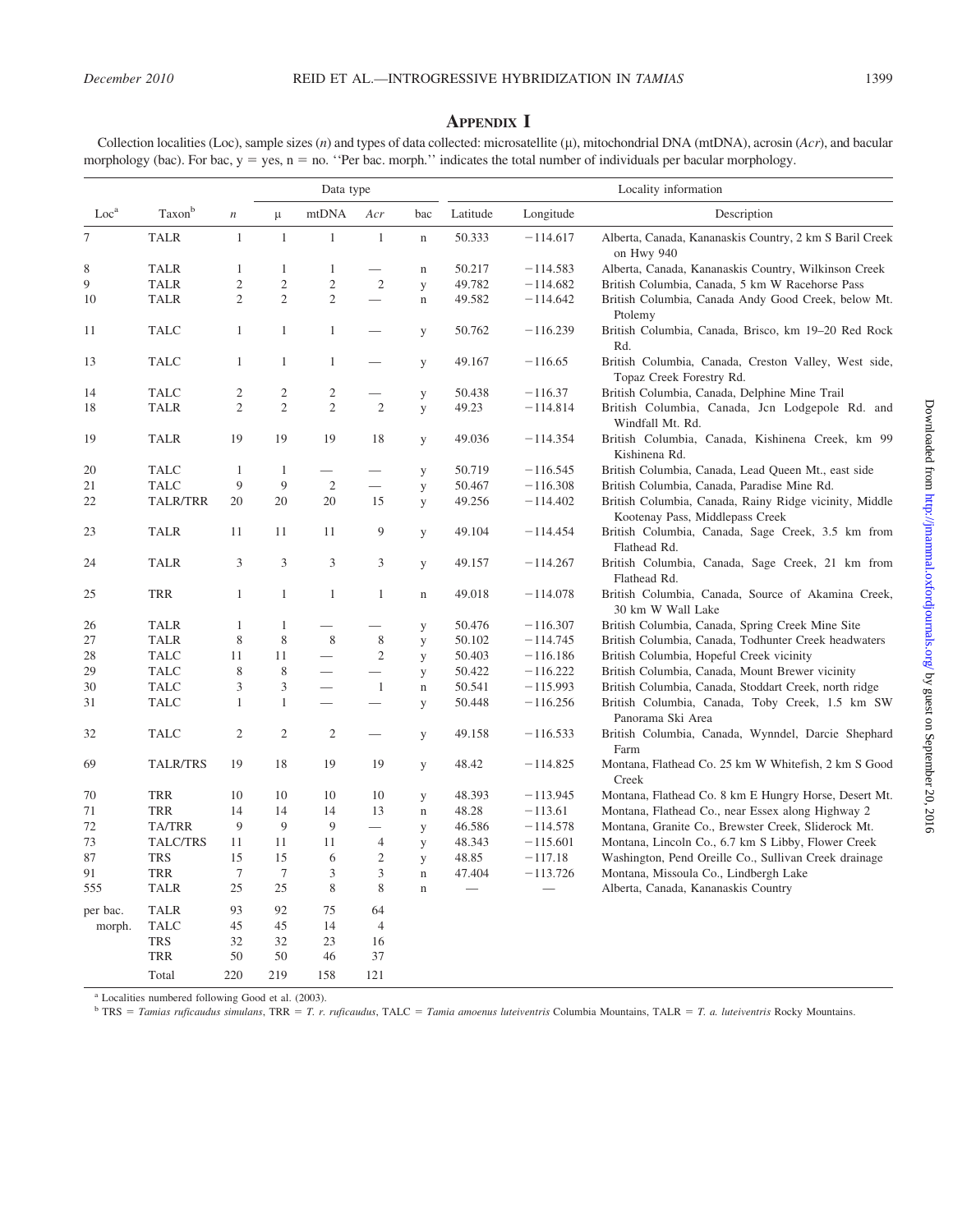## APPENDIX I

Collection localities (Loc), sample sizes ($n$) and types of data collected: microsatellite ($\mu$), mitochondrial DNA (mtDNA), acrosin (*Acr*), and bacular morphology (bac). For bac, y = yes, n = no. ''Per bac. morph.'' indicates the total number of individuals per bacular morphology.

| | | | Data type | | | | Locality information | | |
|---|---|---|---|---|---|---|---|---|---|
| Loc[a] | Taxon[b] | $n$ | $\mu$ | mtDNA | *Acr* | bac | Latitude | Longitude | Description |
| 7 | TALR | 1 | 1 | 1 | 1 | n | 50.333 | −114.617 | Alberta, Canada, Kananaskis Country, 2 km S Baril Creek on Hwy 940 |
| 8 | TALR | 1 | 1 | 1 | — | n | 50.217 | −114.583 | Alberta, Canada, Kananaskis Country, Wilkinson Creek |
| 9 | TALR | 2 | 2 | 2 | 2 | y | 49.782 | −114.682 | British Columbia, Canada, 5 km W Racehorse Pass |
| 10 | TALR | 2 | 2 | 2 | — | n | 49.582 | −114.642 | British Columbia, Canada Andy Good Creek, below Mt. Ptolemy |
| 11 | TALC | 1 | 1 | 1 | — | y | 50.762 | −116.239 | British Columbia, Canada, Brisco, km 19–20 Red Rock Rd. |
| 13 | TALC | 1 | 1 | 1 | — | y | 49.167 | −116.65 | British Columbia, Canada, Creston Valley, West side, Topaz Creek Forestry Rd. |
| 14 | TALC | 2 | 2 | 2 | — | y | 50.438 | −116.37 | British Columbia, Canada, Delphine Mine Trail |
| 18 | TALR | 2 | 2 | 2 | 2 | y | 49.23 | −114.814 | British Columbia, Canada, Jcn Lodgepole Rd. and Windfall Mt. Rd. |
| 19 | TALR | 19 | 19 | 19 | 18 | y | 49.036 | −114.354 | British Columbia, Canada, Kishinena Creek, km 99 Kishinena Rd. |
| 20 | TALC | 1 | 1 | — | — | y | 50.719 | −116.545 | British Columbia, Canada, Lead Queen Mt., east side |
| 21 | TALC | 9 | 9 | 2 | — | y | 50.467 | −116.308 | British Columbia, Canada, Paradise Mine Rd. |
| 22 | TALR/TRR | 20 | 20 | 20 | 15 | y | 49.256 | −114.402 | British Columbia, Canada, Rainy Ridge vicinity, Middle Kootenay Pass, Middlepass Creek |
| 23 | TALR | 11 | 11 | 11 | 9 | y | 49.104 | −114.454 | British Columbia, Canada, Sage Creek, 3.5 km from Flathead Rd. |
| 24 | TALR | 3 | 3 | 3 | 3 | y | 49.157 | −114.267 | British Columbia, Canada, Sage Creek, 21 km from Flathead Rd. |
| 25 | TRR | 1 | 1 | 1 | 1 | n | 49.018 | −114.078 | British Columbia, Canada, Source of Akamina Creek, 30 km W Wall Lake |
| 26 | TALR | 1 | 1 | — | — | y | 50.476 | −116.307 | British Columbia, Canada, Spring Creek Mine Site |
| 27 | TALR | 8 | 8 | 8 | 8 | y | 50.102 | −114.745 | British Columbia, Canada, Todhunter Creek headwaters |
| 28 | TALC | 11 | 11 | — | 2 | y | 50.403 | −116.186 | British Columbia, Hopeful Creek vicinity |
| 29 | TALC | 8 | 8 | — | — | y | 50.422 | −116.222 | British Columbia, Canada, Mount Brewer vicinity |
| 30 | TALC | 3 | 3 | — | 1 | n | 50.541 | −115.993 | British Columbia, Canada, Stoddart Creek, north ridge |
| 31 | TALC | 1 | 1 | — | — | y | 50.448 | −116.256 | British Columbia, Canada, Toby Creek, 1.5 km SW Panorama Ski Area |
| 32 | TALC | 2 | 2 | 2 | — | y | 49.158 | −116.533 | British Columbia, Canada, Wynndel, Darcie Shephard Farm |
| 69 | TALR/TRS | 19 | 18 | 19 | 19 | y | 48.42 | −114.825 | Montana, Flathead Co. 25 km W Whitefish, 2 km S Good Creek |
| 70 | TRR | 10 | 10 | 10 | 10 | y | 48.393 | −113.945 | Montana, Flathead Co. 8 km E Hungry Horse, Desert Mt. |
| 71 | TRR | 14 | 14 | 14 | 13 | n | 48.28 | −113.61 | Montana, Flathead Co., near Essex along Highway 2 |
| 72 | TA/TRR | 9 | 9 | 9 | — | y | 46.586 | −114.578 | Montana, Granite Co., Brewster Creek, Sliderock Mt. |
| 73 | TALC/TRS | 11 | 11 | 11 | 4 | y | 48.343 | −115.601 | Montana, Lincoln Co., 6.7 km S Libby, Flower Creek |
| 87 | TRS | 15 | 15 | 6 | 2 | y | 48.85 | −117.18 | Washington, Pend Oreille Co., Sullivan Creek drainage |
| 91 | TRR | 7 | 7 | 3 | 3 | n | 47.404 | −113.726 | Montana, Missoula Co., Lindbergh Lake |
| 555 | TALR | 25 | 25 | 8 | 8 | n | — | — | Alberta, Canada, Kananaskis Country |
| per bac. morph. | TALR | 93 | 92 | 75 | 64 | | | | |
| | TALC | 45 | 45 | 14 | 4 | | | | |
| | TRS | 32 | 32 | 23 | 16 | | | | |
| | TRR | 50 | 50 | 46 | 37 | | | | |
| | Total | 220 | 219 | 158 | 121 | | | | |

[a] Localities numbered following Good et al. (2003).

[b] TRS = *Tamias ruficaudus simulans*, TRR = *T. r. ruficaudus*, TALC = *Tamia amoenus luteiventris* Columbia Mountains, TALR = *T. a. luteiventris* Rocky Mountains.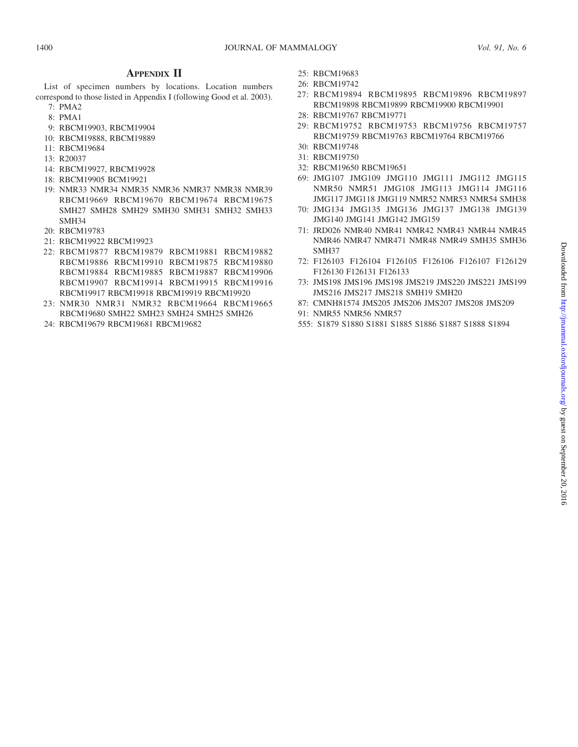## Appendix II

List of specimen numbers by locations. Location numbers correspond to those listed in Appendix I (following Good et al. 2003).

7: PMA2

8: PMA1

9: RBCM19903, RBCM19904

10: RBCM19888, RBCM19889

11: RBCM19684

13: R20037

14: RBCM19927, RBCM19928

18: RBCM19905 BCM19921

19: NMR33 NMR34 NMR35 NMR36 NMR37 NMR38 NMR39 RBCM19669 RBCM19670 RBCM19674 RBCM19675 SMH27 SMH28 SMH29 SMH30 SMH31 SMH32 SMH33 SMH34

20: RBCM19783

21: RBCM19922 RBCM19923

22: RBCM19877 RBCM19879 RBCM19881 RBCM19882 RBCM19886 RBCM19910 RBCM19875 RBCM19880 RBCM19884 RBCM19885 RBCM19887 RBCM19906 RBCM19907 RBCM19914 RBCM19915 RBCM19916 RBCM19917 RBCM19918 RBCM19919 RBCM19920

23: NMR30 NMR31 NMR32 RBCM19664 RBCM19665 RBCM19680 SMH22 SMH23 SMH24 SMH25 SMH26

24: RBCM19679 RBCM19681 RBCM19682

25: RBCM19683

26: RBCM19742

27: RBCM19894 RBCM19895 RBCM19896 RBCM19897 RBCM19898 RBCM19899 RBCM19900 RBCM19901

28: RBCM19767 RBCM19771

29: RBCM19752 RBCM19753 RBCM19756 RBCM19757 RBCM19759 RBCM19763 RBCM19764 RBCM19766

30: RBCM19748

31: RBCM19750

32: RBCM19650 RBCM19651

69: JMG107 JMG109 JMG110 JMG111 JMG112 JMG115 NMR50 NMR51 JMG108 JMG113 JMG114 JMG116 JMG117 JMG118 JMG119 NMR52 NMR53 NMR54 SMH38

70: JMG134 JMG135 JMG136 JMG137 JMG138 JMG139 JMG140 JMG141 JMG142 JMG159

71: JRD026 NMR40 NMR41 NMR42 NMR43 NMR44 NMR45 NMR46 NMR47 NMR471 NMR48 NMR49 SMH35 SMH36 SMH37

72: F126103 F126104 F126105 F126106 F126107 F126129 F126130 F126131 F126133

73: JMS198 JMS196 JMS198 JMS219 JMS220 JMS221 JMS199 JMS216 JMS217 JMS218 SMH19 SMH20

87: CMNH81574 JMS205 JMS206 JMS207 JMS208 JMS209

91: NMR55 NMR56 NMR57

555: S1879 S1880 S1881 S1885 S1886 S1887 S1888 S1894